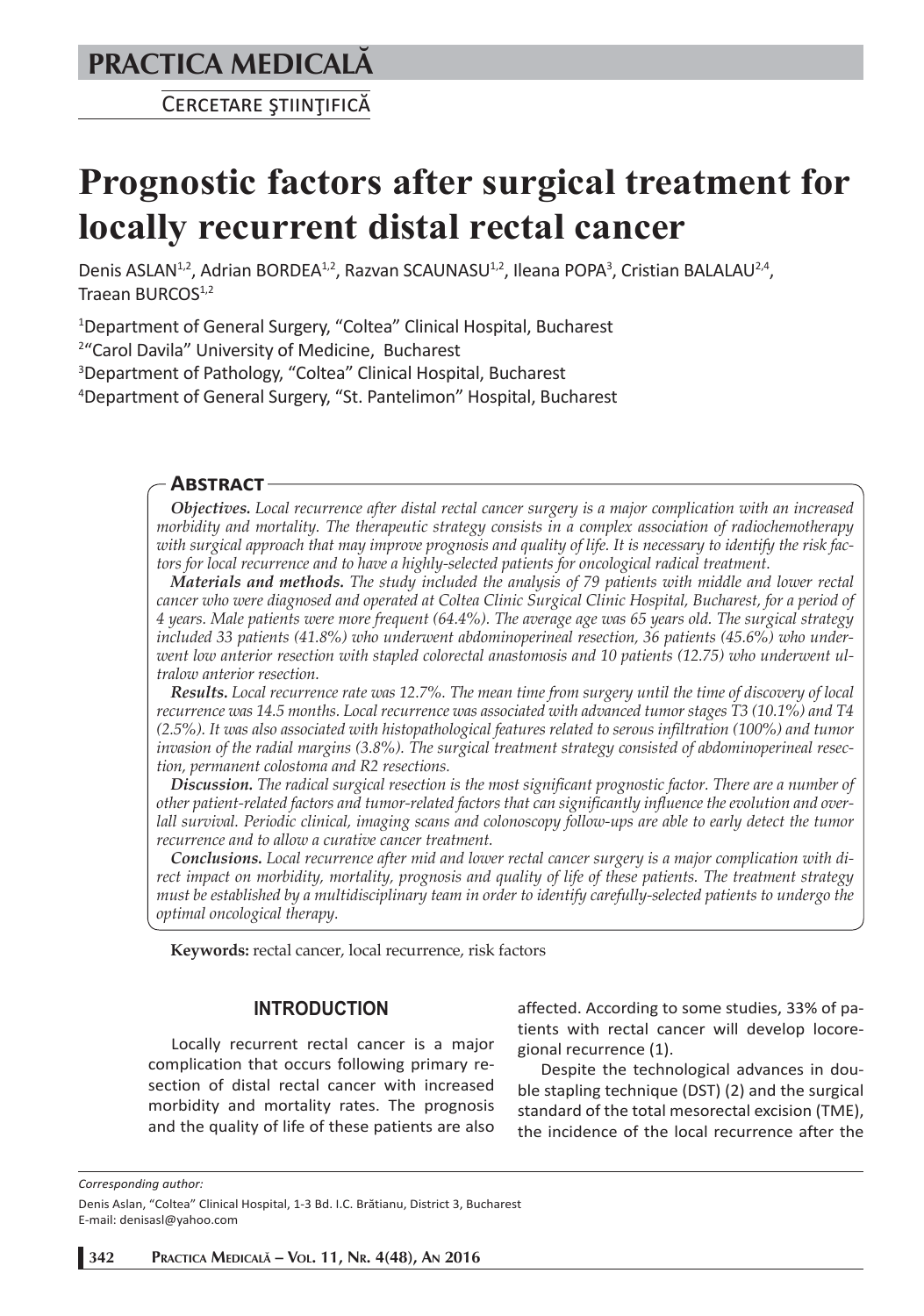**PRACTICA MEDICALĂ**

CERCETARE ŞTIINŢIFICĂ

# Prognostic factors after surgical treatment for locally recurrent distal rectal cancer

Denis ASLAN[1,2], Adrian BORDEA[1,2], Razvan SCAUNASU[1,2], Ileana POPA[3], Cristian BALALAU[2,4], Traean BURCOS[1,2]

[1]Department of General Surgery, "Coltea" Clinical Hospital, Bucharest
[2]"Carol Davila" University of Medicine, Bucharest
[3]Department of Pathology, "Coltea" Clinical Hospital, Bucharest
[4]Department of General Surgery, "St. Pantelimon" Hospital, Bucharest

## Abstract

***Objectives.*** *Local recurrence after distal rectal cancer surgery is a major complication with an increased morbidity and mortality. The therapeutic strategy consists in a complex association of radiochemotherapy with surgical approach that may improve prognosis and quality of life. It is necessary to identify the risk factors for local recurrence and to have a highly-selected patients for oncological radical treatment.*

***Materials and methods.*** *The study included the analysis of 79 patients with middle and lower rectal cancer who were diagnosed and operated at Coltea Clinic Surgical Clinic Hospital, Bucharest, for a period of 4 years. Male patients were more frequent (64.4%). The average age was 65 years old. The surgical strategy included 33 patients (41.8%) who underwent abdominoperineal resection, 36 patients (45.6%) who underwent low anterior resection with stapled colorectal anastomosis and 10 patients (12.75) who underwent ultralow anterior resection.*

***Results.*** *Local recurrence rate was 12.7%. The mean time from surgery until the time of discovery of local recurrence was 14.5 months. Local recurrence was associated with advanced tumor stages T3 (10.1%) and T4 (2.5%). It was also associated with histopathological features related to serous infiltration (100%) and tumor invasion of the radial margins (3.8%). The surgical treatment strategy consisted of abdominoperineal resection, permanent colostoma and R2 resections.*

***Discussion.*** *The radical surgical resection is the most significant prognostic factor. There are a number of other patient-related factors and tumor-related factors that can significantly influence the evolution and overlall survival. Periodic clinical, imaging scans and colonoscopy follow-ups are able to early detect the tumor recurrence and to allow a curative cancer treatment.*

***Conclusions.*** *Local recurrence after mid and lower rectal cancer surgery is a major complication with direct impact on morbidity, mortality, prognosis and quality of life of these patients. The treatment strategy must be established by a multidisciplinary team in order to identify carefully-selected patients to undergo the optimal oncological therapy.*

**Keywords:** rectal cancer, local recurrence, risk factors

## INTRODUCTION

Locally recurrent rectal cancer is a major complication that occurs following primary resection of distal rectal cancer with increased morbidity and mortality rates. The prognosis and the quality of life of these patients are also affected. According to some studies, 33% of patients with rectal cancer will develop locoregional recurrence (1).

Despite the technological advances in double stapling technique (DST) (2) and the surgical standard of the total mesorectal excision (TME), the incidence of the local recurrence after the

*Corresponding author:*

Denis Aslan, "Coltea" Clinical Hospital, 1-3 Bd. I.C. Brătianu, District 3, Bucharest
E-mail: denisasl@yahoo.com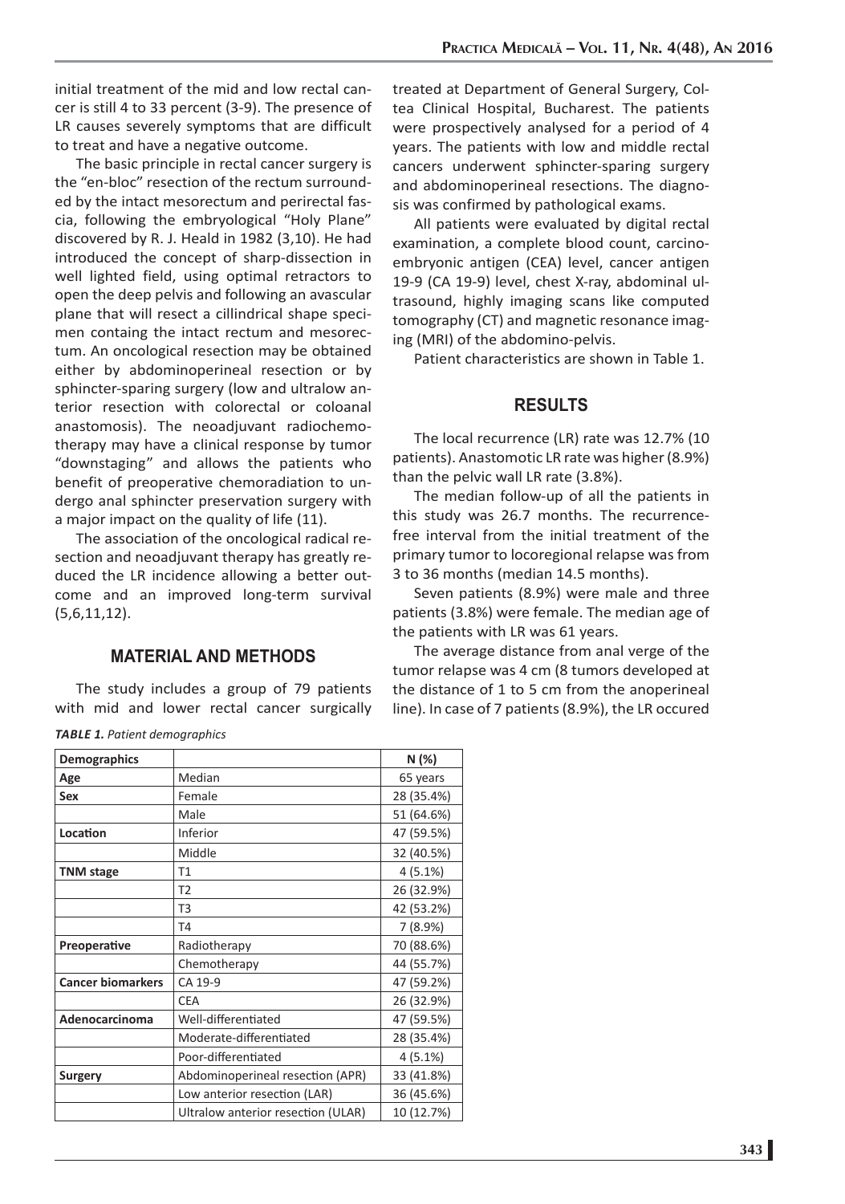initial treatment of the mid and low rectal cancer is still 4 to 33 percent (3-9). The presence of LR causes severely symptoms that are difficult to treat and have a negative outcome.

The basic principle in rectal cancer surgery is the "en-bloc" resection of the rectum surrounded by the intact mesorectum and perirectal fascia, following the embryological "Holy Plane" discovered by R. J. Heald in 1982 (3,10). He had introduced the concept of sharp-dissection in well lighted field, using optimal retractors to open the deep pelvis and following an avascular plane that will resect a cillindrical shape specimen containg the intact rectum and mesorectum. An oncological resection may be obtained either by abdominoperineal resection or by sphincter-sparing surgery (low and ultralow anterior resection with colorectal or coloanal anastomosis). The neoadjuvant radiochemotherapy may have a clinical response by tumor "downstaging" and allows the patients who benefit of preoperative chemoradiation to undergo anal sphincter preservation surgery with a major impact on the quality of life (11).

The association of the oncological radical resection and neoadjuvant therapy has greatly reduced the LR incidence allowing a better outcome and an improved long-term survival (5,6,11,12).

## MATERIAL AND METHODS

The study includes a group of 79 patients with mid and lower rectal cancer surgically treated at Department of General Surgery, Coltea Clinical Hospital, Bucharest. The patients were prospectively analysed for a period of 4 years. The patients with low and middle rectal cancers underwent sphincter-sparing surgery and abdominoperineal resections. The diagnosis was confirmed by pathological exams.

All patients were evaluated by digital rectal examination, a complete blood count, carcinoembryonic antigen (CEA) level, cancer antigen 19-9 (CA 19-9) level, chest X-ray, abdominal ultrasound, highly imaging scans like computed tomography (CT) and magnetic resonance imaging (MRI) of the abdomino-pelvis.

Patient characteristics are shown in Table 1.

*TABLE 1. Patient demographics*

| Demographics | | N (%) |
|---|---|---|
| **Age** | Median | 65 years |
| **Sex** | Female | 28 (35.4%) |
| | Male | 51 (64.6%) |
| **Location** | Inferior | 47 (59.5%) |
| | Middle | 32 (40.5%) |
| **TNM stage** | T1 | 4 (5.1%) |
| | T2 | 26 (32.9%) |
| | T3 | 42 (53.2%) |
| | T4 | 7 (8.9%) |
| **Preoperative** | Radiotherapy | 70 (88.6%) |
| | Chemotherapy | 44 (55.7%) |
| **Cancer biomarkers** | CA 19-9 | 47 (59.2%) |
| | CEA | 26 (32.9%) |
| **Adenocarcinoma** | Well-differentiated | 47 (59.5%) |
| | Moderate-differentiated | 28 (35.4%) |
| | Poor-differentiated | 4 (5.1%) |
| **Surgery** | Abdominoperineal resection (APR) | 33 (41.8%) |
| | Low anterior resection (LAR) | 36 (45.6%) |
| | Ultralow anterior resection (ULAR) | 10 (12.7%) |

## RESULTS

The local recurrence (LR) rate was 12.7% (10 patients). Anastomotic LR rate was higher (8.9%) than the pelvic wall LR rate (3.8%).

The median follow-up of all the patients in this study was 26.7 months. The recurrence-free interval from the initial treatment of the primary tumor to locoregional relapse was from 3 to 36 months (median 14.5 months).

Seven patients (8.9%) were male and three patients (3.8%) were female. The median age of the patients with LR was 61 years.

The average distance from anal verge of the tumor relapse was 4 cm (8 tumors developed at the distance of 1 to 5 cm from the anoperineal line). In case of 7 patients (8.9%), the LR occured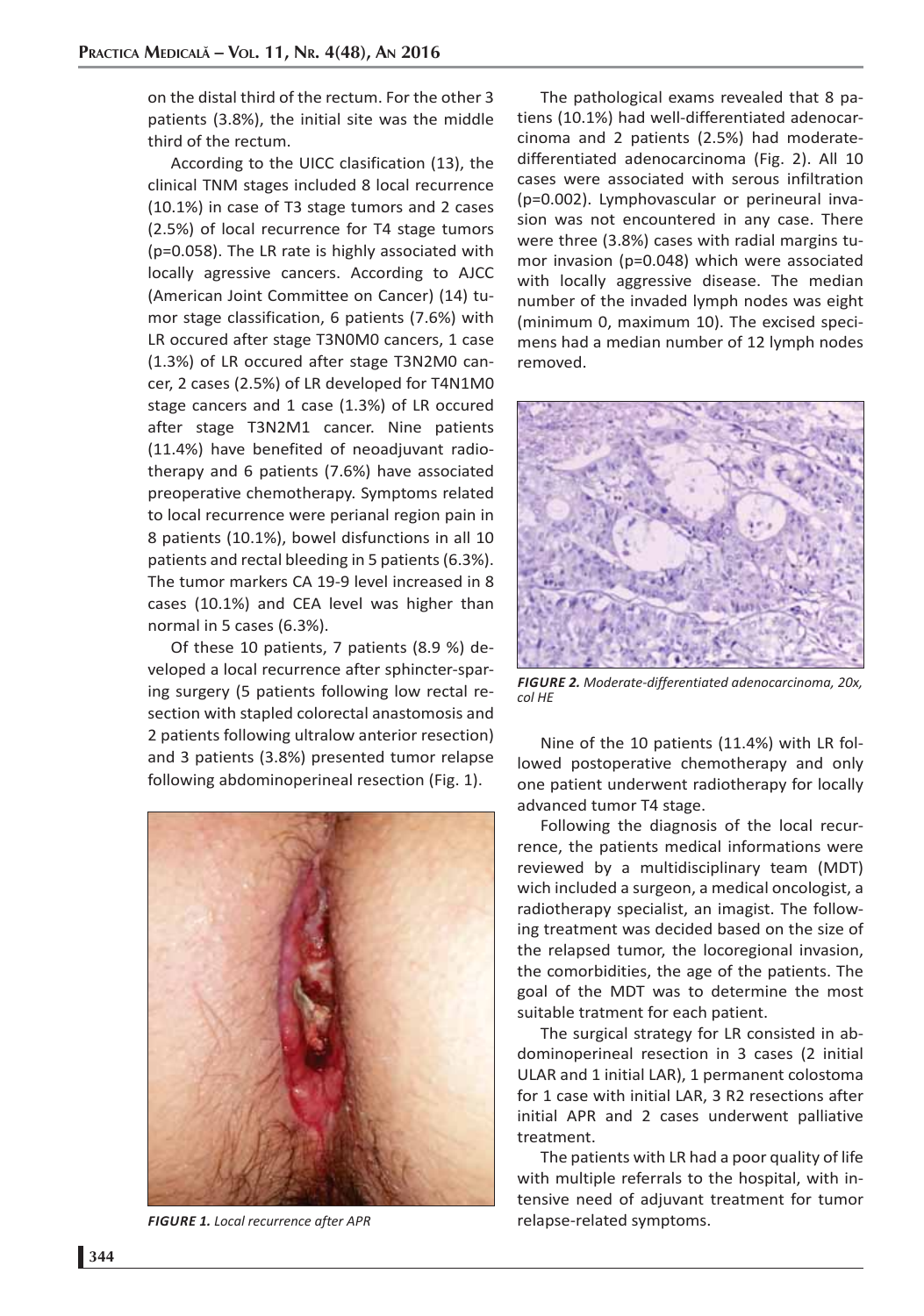on the distal third of the rectum. For the other 3 patients (3.8%), the initial site was the middle third of the rectum.

According to the UICC clasification (13), the clinical TNM stages included 8 local recurrence (10.1%) in case of T3 stage tumors and 2 cases (2.5%) of local recurrence for T4 stage tumors ($p=0.058$). The LR rate is highly associated with locally agressive cancers. According to AJCC (American Joint Committee on Cancer) (14) tumor stage classification, 6 patients (7.6%) with LR occured after stage T3N0M0 cancers, 1 case (1.3%) of LR occured after stage T3N2M0 cancer, 2 cases (2.5%) of LR developed for T4N1M0 stage cancers and 1 case (1.3%) of LR occured after stage T3N2M1 cancer. Nine patients (11.4%) have benefited of neoadjuvant radiotherapy and 6 patients (7.6%) have associated preoperative chemotherapy. Symptoms related to local recurrence were perianal region pain in 8 patients (10.1%), bowel disfunctions in all 10 patients and rectal bleeding in 5 patients (6.3%). The tumor markers CA 19-9 level increased in 8 cases (10.1%) and CEA level was higher than normal in 5 cases (6.3%).

Of these 10 patients, 7 patients (8.9 %) developed a local recurrence after sphincter-sparing surgery (5 patients following low rectal resection with stapled colorectal anastomosis and 2 patients following ultralow anterior resection) and 3 patients (3.8%) presented tumor relapse following abdominoperineal resection (Fig. 1).

*FIGURE 1. Local recurrence after APR*

The pathological exams revealed that 8 patiens (10.1%) had well-differentiated adenocarcinoma and 2 patients (2.5%) had moderate-differentiated adenocarcinoma (Fig. 2). All 10 cases were associated with serous infiltration ($p=0.002$). Lymphovascular or perineural invasion was not encountered in any case. There were three (3.8%) cases with radial margins tumor invasion ($p=0.048$) which were associated with locally aggressive disease. The median number of the invaded lymph nodes was eight (minimum 0, maximum 10). The excised specimens had a median number of 12 lymph nodes removed.

*FIGURE 2. Moderate-differentiated adenocarcinoma, 20x, col HE*

Nine of the 10 patients (11.4%) with LR followed postoperative chemotherapy and only one patient underwent radiotherapy for locally advanced tumor T4 stage.

Following the diagnosis of the local recurrence, the patients medical informations were reviewed by a multidisciplinary team (MDT) wich included a surgeon, a medical oncologist, a radiotherapy specialist, an imagist. The following treatment was decided based on the size of the relapsed tumor, the locoregional invasion, the comorbidities, the age of the patients. The goal of the MDT was to determine the most suitable tratment for each patient.

The surgical strategy for LR consisted in abdominoperineal resection in 3 cases (2 initial ULAR and 1 initial LAR), 1 permanent colostoma for 1 case with initial LAR, 3 R2 resections after initial APR and 2 cases underwent palliative treatment.

The patients with LR had a poor quality of life with multiple referrals to the hospital, with intensive need of adjuvant treatment for tumor relapse-related symptoms.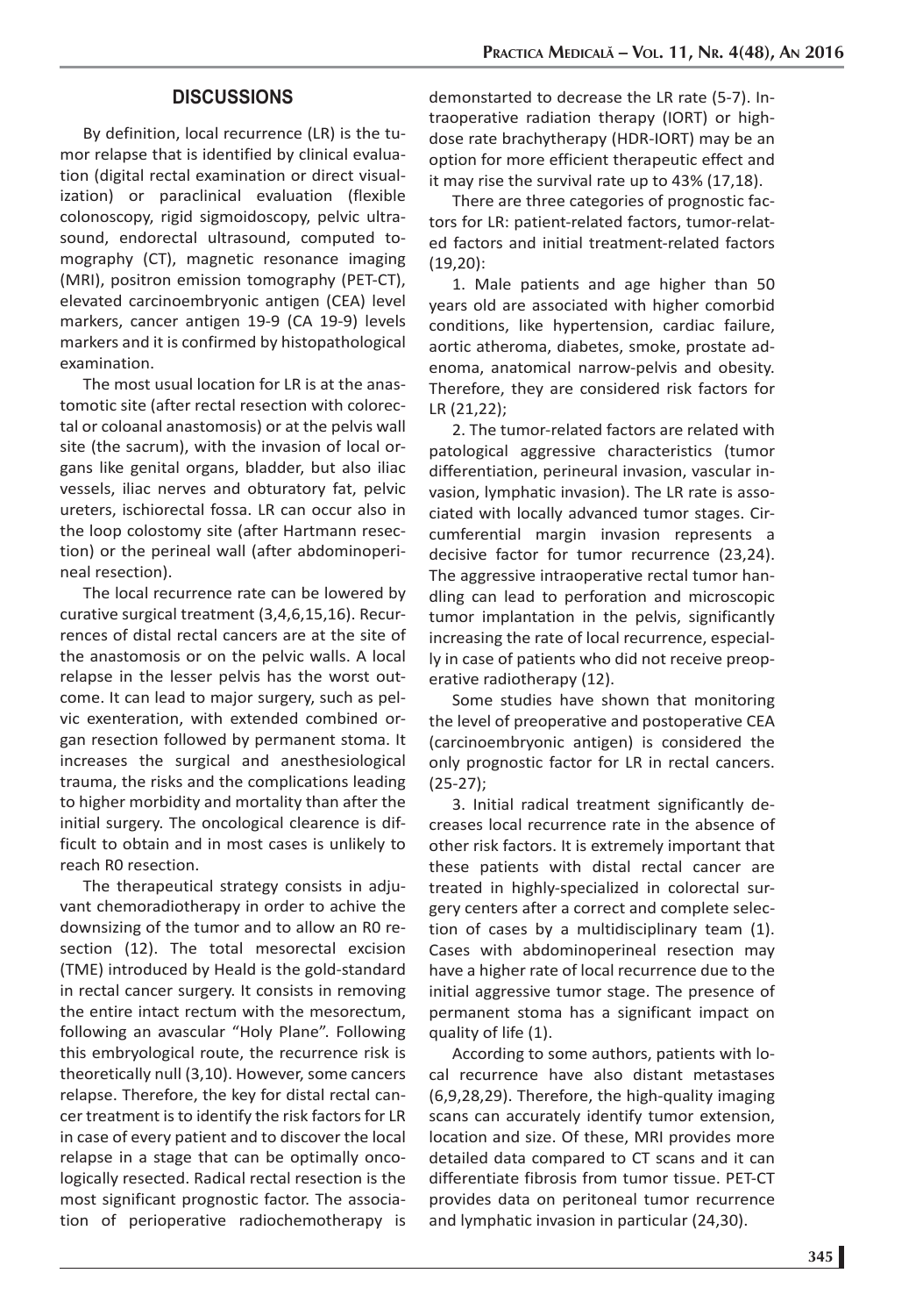## DISCUSSIONS

By definition, local recurrence (LR) is the tumor relapse that is identified by clinical evaluation (digital rectal examination or direct visualization) or paraclinical evaluation (flexible colonoscopy, rigid sigmoidoscopy, pelvic ultrasound, endorectal ultrasound, computed tomography (CT), magnetic resonance imaging (MRI), positron emission tomography (PET-CT), elevated carcinoembryonic antigen (CEA) level markers, cancer antigen 19-9 (CA 19-9) levels markers and it is confirmed by histopathological examination.

The most usual location for LR is at the anastomotic site (after rectal resection with colorectal or coloanal anastomosis) or at the pelvis wall site (the sacrum), with the invasion of local organs like genital organs, bladder, but also iliac vessels, iliac nerves and obturatory fat, pelvic ureters, ischiorectal fossa. LR can occur also in the loop colostomy site (after Hartmann resection) or the perineal wall (after abdominoperineal resection).

The local recurrence rate can be lowered by curative surgical treatment (3,4,6,15,16). Recurrences of distal rectal cancers are at the site of the anastomosis or on the pelvic walls. A local relapse in the lesser pelvis has the worst outcome. It can lead to major surgery, such as pelvic exenteration, with extended combined organ resection followed by permanent stoma. It increases the surgical and anesthesiological trauma, the risks and the complications leading to higher morbidity and mortality than after the initial surgery. The oncological clearence is difficult to obtain and in most cases is unlikely to reach R0 resection.

The therapeutical strategy consists in adjuvant chemoradiotherapy in order to achive the downsizing of the tumor and to allow an R0 resection (12). The total mesorectal excision (TME) introduced by Heald is the gold-standard in rectal cancer surgery. It consists in removing the entire intact rectum with the mesorectum, following an avascular "Holy Plane". Following this embryological route, the recurrence risk is theoretically null (3,10). However, some cancers relapse. Therefore, the key for distal rectal cancer treatment is to identify the risk factors for LR in case of every patient and to discover the local relapse in a stage that can be optimally oncologically resected. Radical rectal resection is the most significant prognostic factor. The association of perioperative radiochemotherapy is demonstarted to decrease the LR rate (5-7). Intraoperative radiation therapy (IORT) or high-dose rate brachytherapy (HDR-IORT) may be an option for more efficient therapeutic effect and it may rise the survival rate up to 43% (17,18).

There are three categories of prognostic factors for LR: patient-related factors, tumor-related factors and initial treatment-related factors (19,20):

1. Male patients and age higher than 50 years old are associated with higher comorbid conditions, like hypertension, cardiac failure, aortic atheroma, diabetes, smoke, prostate adenoma, anatomical narrow-pelvis and obesity. Therefore, they are considered risk factors for LR (21,22);

2. The tumor-related factors are related with patological aggressive characteristics (tumor differentiation, perineural invasion, vascular invasion, lymphatic invasion). The LR rate is associated with locally advanced tumor stages. Circumferential margin invasion represents a decisive factor for tumor recurrence (23,24). The aggressive intraoperative rectal tumor handling can lead to perforation and microscopic tumor implantation in the pelvis, significantly increasing the rate of local recurrence, especially in case of patients who did not receive preoperative radiotherapy (12).

Some studies have shown that monitoring the level of preoperative and postoperative CEA (carcinoembryonic antigen) is considered the only prognostic factor for LR in rectal cancers. (25-27);

3. Initial radical treatment significantly decreases local recurrence rate in the absence of other risk factors. It is extremely important that these patients with distal rectal cancer are treated in highly-specialized in colorectal surgery centers after a correct and complete selection of cases by a multidisciplinary team (1). Cases with abdominoperineal resection may have a higher rate of local recurrence due to the initial aggressive tumor stage. The presence of permanent stoma has a significant impact on quality of life (1).

According to some authors, patients with local recurrence have also distant metastases (6,9,28,29). Therefore, the high-quality imaging scans can accurately identify tumor extension, location and size. Of these, MRI provides more detailed data compared to CT scans and it can differentiate fibrosis from tumor tissue. PET-CT provides data on peritoneal tumor recurrence and lymphatic invasion in particular (24,30).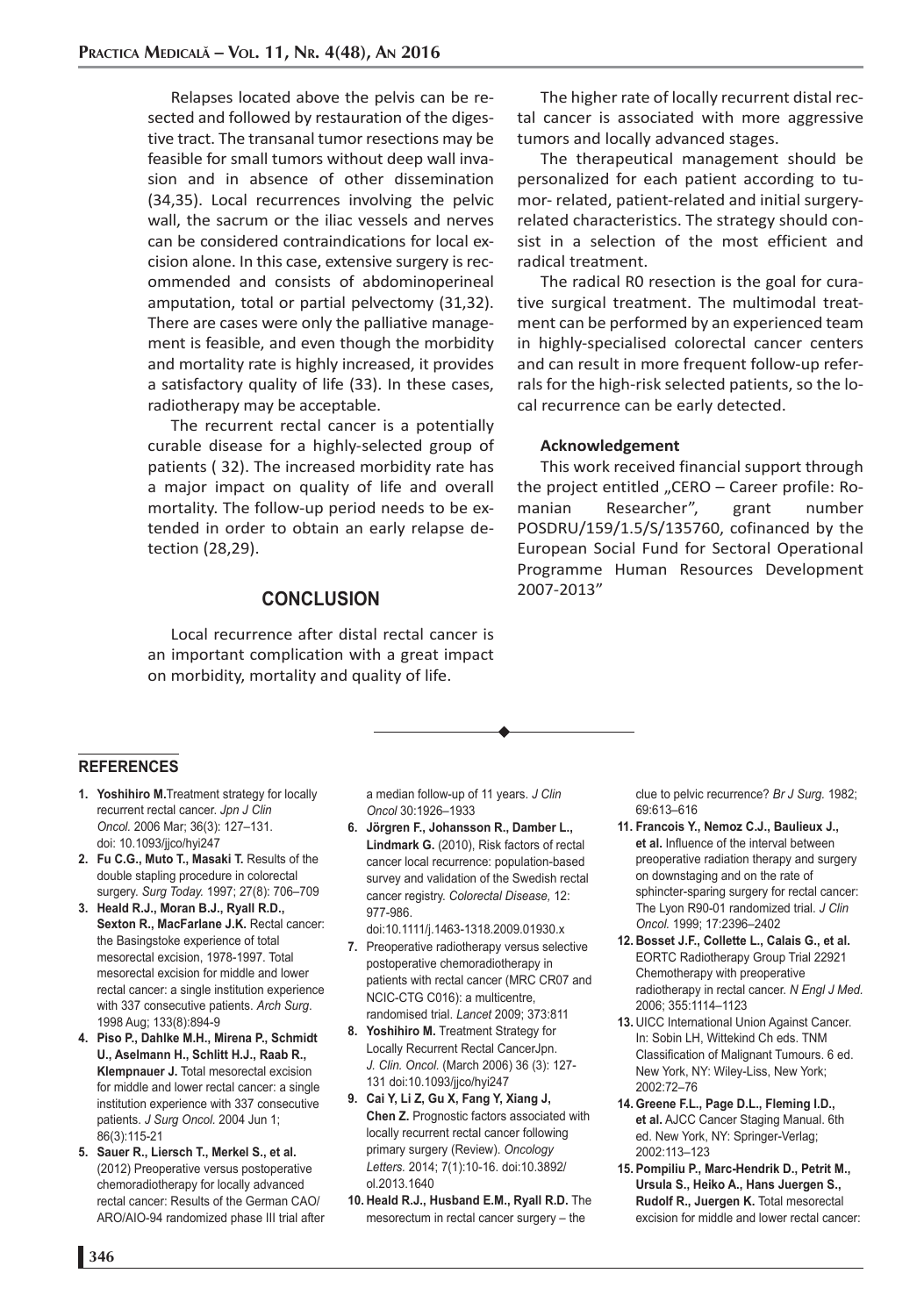Relapses located above the pelvis can be resected and followed by restauration of the digestive tract. The transanal tumor resections may be feasible for small tumors without deep wall invasion and in absence of other dissemination (34,35). Local recurrences involving the pelvic wall, the sacrum or the iliac vessels and nerves can be considered contraindications for local excision alone. In this case, extensive surgery is recommended and consists of abdominoperineal amputation, total or partial pelvectomy (31,32). There are cases were only the palliative management is feasible, and even though the morbidity and mortality rate is highly increased, it provides a satisfactory quality of life (33). In these cases, radiotherapy may be acceptable.

The recurrent rectal cancer is a potentially curable disease for a highly-selected group of patients ( 32). The increased morbidity rate has a major impact on quality of life and overall mortality. The follow-up period needs to be extended in order to obtain an early relapse detection (28,29).

## CONCLUSION

Local recurrence after distal rectal cancer is an important complication with a great impact on morbidity, mortality and quality of life.

The higher rate of locally recurrent distal rectal cancer is associated with more aggressive tumors and locally advanced stages.

The therapeutical management should be personalized for each patient according to tumor- related, patient-related and initial surgery-related characteristics. The strategy should consist in a selection of the most efficient and radical treatment.

The radical R0 resection is the goal for curative surgical treatment. The multimodal treatment can be performed by an experienced team in highly-specialised colorectal cancer centers and can result in more frequent follow-up referrals for the high-risk selected patients, so the local recurrence can be early detected.

### Acknowledgement

This work received financial support through the project entitled „CERO – Career profile: Romanian Researcher", grant number POSDRU/159/1.5/S/135760, cofinanced by the European Social Fund for Sectoral Operational Programme Human Resources Development 2007-2013"

## REFERENCES

1. **Yoshihiro M.** Treatment strategy for locally recurrent rectal cancer. *Jpn J Clin Oncol.* 2006 Mar; 36(3): 127–131. doi: 10.1093/jjco/hyi247
2. **Fu C.G., Muto T., Masaki T.** Results of the double stapling procedure in colorectal surgery. *Surg Today.* 1997; 27(8): 706–709
3. **Heald R.J., Moran B.J., Ryall R.D., Sexton R., MacFarlane J.K.** Rectal cancer: the Basingstoke experience of total mesorectal excision, 1978-1997. Total mesorectal excision for middle and lower rectal cancer: a single institution experience with 337 consecutive patients. *Arch Surg.* 1998 Aug; 133(8):894-9
4. **Piso P., Dahlke M.H., Mirena P., Schmidt U., Aselmann H., Schlitt H.J., Raab R., Klempnauer J.** Total mesorectal excision for middle and lower rectal cancer: a single institution experience with 337 consecutive patients. *J Surg Oncol.* 2004 Jun 1; 86(3):115-21
5. **Sauer R., Liersch T., Merkel S., et al.** (2012) Preoperative versus postoperative chemoradiotherapy for locally advanced rectal cancer: Results of the German CAO/ARO/AIO-94 randomized phase III trial after a median follow-up of 11 years. *J Clin Oncol* 30:1926–1933
6. **Jörgren F., Johansson R., Damber L., Lindmark G.** (2010), Risk factors of rectal cancer local recurrence: population-based survey and validation of the Swedish rectal cancer registry. *Colorectal Disease,* 12: 977-986. doi:10.1111/j.1463-1318.2009.01930.x
7. Preoperative radiotherapy versus selective postoperative chemoradiotherapy in patients with rectal cancer (MRC CR07 and NCIC-CTG C016): a multicentre, randomised trial. *Lancet* 2009; 373:811
8. **Yoshihiro M.** Treatment Strategy for Locally Recurrent Rectal CancerJpn. *J. Clin. Oncol.* (March 2006) 36 (3): 127-131 doi:10.1093/jjco/hyi247
9. **Cai Y, Li Z, Gu X, Fang Y, Xiang J, Chen Z.** Prognostic factors associated with locally recurrent rectal cancer following primary surgery (Review). *Oncology Letters.* 2014; 7(1):10-16. doi:10.3892/ol.2013.1640
10. **Heald R.J., Husband E.M., Ryall R.D.** The mesorectum in rectal cancer surgery – the clue to pelvic recurrence? *Br J Surg.* 1982; 69:613–616
11. **Francois Y., Nemoz C.J., Baulieux J., et al.** Influence of the interval between preoperative radiation therapy and surgery on downstaging and on the rate of sphincter-sparing surgery for rectal cancer: The Lyon R90-01 randomized trial. *J Clin Oncol.* 1999; 17:2396–2402
12. **Bosset J.F., Collette L., Calais G., et al.** EORTC Radiotherapy Group Trial 22921 Chemotherapy with preoperative radiotherapy in rectal cancer. *N Engl J Med.* 2006; 355:1114–1123
13. UICC International Union Against Cancer. In: Sobin LH, Wittekind Ch eds. TNM Classification of Malignant Tumours. 6 ed. New York, NY: Wiley-Liss, New York; 2002:72–76
14. **Greene F.L., Page D.L., Fleming I.D., et al.** AJCC Cancer Staging Manual. 6th ed. New York, NY: Springer-Verlag; 2002:113–123
15. **Pompiliu P., Marc-Hendrik D., Petrit M., Ursula S., Heiko A., Hans Juergen S., Rudolf R., Juergen K.** Total mesorectal excision for middle and lower rectal cancer: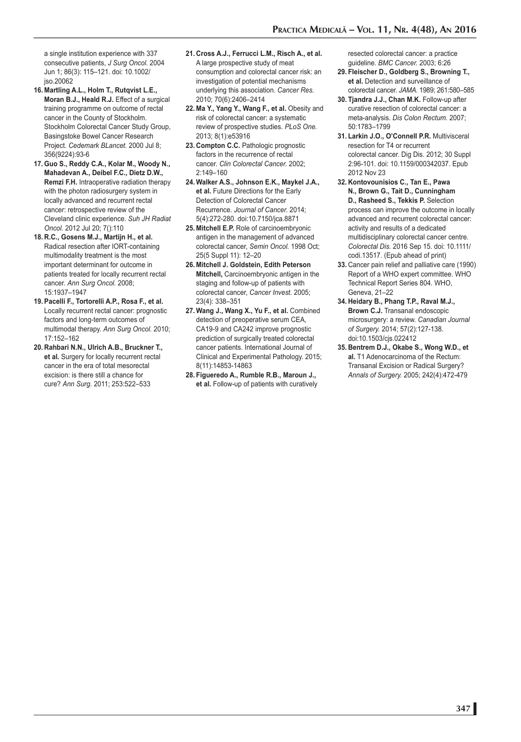a single institution experience with 337 consecutive patients, *J Surg Oncol.* 2004 Jun 1; 86(3): 115–121. doi: 10.1002/jso.20062

16. **Martling A.L., Holm T., Rutqvist L.E., Moran B.J., Heald R.J.** Effect of a surgical training programme on outcome of rectal cancer in the County of Stockholm. Stockholm Colorectal Cancer Study Group, Basingstoke Bowel Cancer Research Project. *Cedemark BLancet.* 2000 Jul 8; 356(9224):93-6
17. **Guo S., Reddy C.A., Kolar M., Woody N., Mahadevan A., Deibel F.C., Dietz D.W., Remzi F.H.** Intraoperative radiation therapy with the photon radiosurgery system in locally advanced and recurrent rectal cancer: retrospective review of the Cleveland clinic experience. *Suh JH Radiat Oncol.* 2012 Jul 20; 7():110
18. **R.C., Gosens M.J., Martijn H., et al.** Radical resection after IORT-containing multimodality treatment is the most important determinant for outcome in patients treated for locally recurrent rectal cancer. *Ann Surg Oncol.* 2008; 15:1937–1947
19. **Pacelli F., Tortorelli A.P., Rosa F., et al.** Locally recurrent rectal cancer: prognostic factors and long-term outcomes of multimodal therapy. *Ann Surg Oncol.* 2010; 17:152–162
20. **Rahbari N.N., Ulrich A.B., Bruckner T., et al.** Surgery for locally recurrent rectal cancer in the era of total mesorectal excision: is there still a chance for cure? *Ann Surg.* 2011; 253:522–533
21. **Cross A.J., Ferrucci L.M., Risch A., et al.** A large prospective study of meat consumption and colorectal cancer risk: an investigation of potential mechanisms underlying this association. *Cancer Res.* 2010; 70(6):2406–2414
22. **Ma Y., Yang Y., Wang F., et al.** Obesity and risk of colorectal cancer: a systematic review of prospective studies. *PLoS One.* 2013; 8(1):e53916
23. **Compton C.C.** Pathologic prognostic factors in the recurrence of rectal cancer. *Clin Colorectal Cancer.* 2002; 2:149–160
24. **Walker A.S., Johnson E.K., Maykel J.A., et al.** Future Directions for the Early Detection of Colorectal Cancer Recurrence. *Journal of Cancer.* 2014; 5(4):272-280. doi:10.7150/jca.8871
25. **Mitchell E.P.** Role of carcinoembryonic antigen in the management of advanced colorectal cancer, *Semin Oncol.* 1998 Oct; 25(5 Suppl 11): 12–20
26. **Mitchell J. Goldstein, Edith Peterson Mitchell,** Carcinoembryonic antigen in the staging and follow-up of patients with colorectal cancer, *Cancer Invest.* 2005; 23(4): 338–351
27. **Wang J., Wang X., Yu F., et al.** Combined detection of preoperative serum CEA, CA19-9 and CA242 improve prognostic prediction of surgically treated colorectal cancer patients. International Journal of Clinical and Experimental Pathology. 2015; 8(11):14853-14863
28. **Figueredo A., Rumble R.B., Maroun J., et al.** Follow-up of patients with curatively resected colorectal cancer: a practice guideline. *BMC Cancer.* 2003; 6:26
29. **Fleischer D., Goldberg S., Browning T., et al.** Detection and surveillance of colorectal cancer. *JAMA.* 1989; 261:580–585
30. **Tjandra J.J., Chan M.K.** Follow-up after curative resection of colorectal cancer: a meta-analysis. *Dis Colon Rectum.* 2007; 50:1783–1799
31. **Larkin J.O., O'Connell P.R.** Multivisceral resection for T4 or recurrent colorectal cancer. Dig Dis. 2012; 30 Suppl 2:96-101. doi: 10.1159/000342037. Epub 2012 Nov 23
32. **Kontovounisios C., Tan E., Pawa N., Brown G., Tait D., Cunningham D., Rasheed S., Tekkis P.** Selection process can improve the outcome in locally advanced and recurrent colorectal cancer: activity and results of a dedicated multidisciplinary colorectal cancer centre. *Colorectal Dis.* 2016 Sep 15. doi: 10.1111/codi.13517. (Epub ahead of print)
33. Cancer pain relief and palliative care (1990) Report of a WHO expert committee. WHO Technical Report Series 804. WHO, Geneva, 21–22
34. **Heidary B., Phang T.P., Raval M.J., Brown C.J.** Transanal endoscopic microsurgery: a review. *Canadian Journal of Surgery.* 2014; 57(2):127-138. doi:10.1503/cjs.022412
35. **Bentrem D.J., Okabe S., Wong W.D., et al.** T1 Adenocarcinoma of the Rectum: Transanal Excision or Radical Surgery? *Annals of Surgery.* 2005; 242(4):472-479